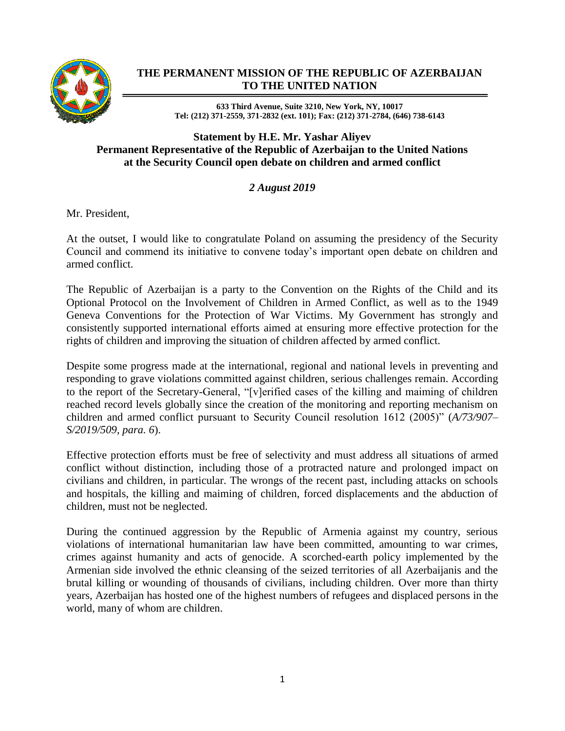**THE PERMANENT MISSION OF THE REPUBLIC OF AZERBAIJAN TO THE UNITED NATION**

**633 Third Avenue, Suite 3210, New York, NY, 10017**
**Tel: (212) 371-2559, 371-2832 (ext. 101); Fax: (212) 371-2784, (646) 738-6143**

## Statement by H.E. Mr. Yashar Aliyev Permanent Representative of the Republic of Azerbaijan to the United Nations at the Security Council open debate on children and armed conflict

***2 August 2019***

Mr. President,

At the outset, I would like to congratulate Poland on assuming the presidency of the Security Council and commend its initiative to convene today's important open debate on children and armed conflict.

The Republic of Azerbaijan is a party to the Convention on the Rights of the Child and its Optional Protocol on the Involvement of Children in Armed Conflict, as well as to the 1949 Geneva Conventions for the Protection of War Victims. My Government has strongly and consistently supported international efforts aimed at ensuring more effective protection for the rights of children and improving the situation of children affected by armed conflict.

Despite some progress made at the international, regional and national levels in preventing and responding to grave violations committed against children, serious challenges remain. According to the report of the Secretary-General, "[v]erified cases of the killing and maiming of children reached record levels globally since the creation of the monitoring and reporting mechanism on children and armed conflict pursuant to Security Council resolution 1612 (2005)" (*A/73/907–S/2019/509, para. 6*).

Effective protection efforts must be free of selectivity and must address all situations of armed conflict without distinction, including those of a protracted nature and prolonged impact on civilians and children, in particular. The wrongs of the recent past, including attacks on schools and hospitals, the killing and maiming of children, forced displacements and the abduction of children, must not be neglected.

During the continued aggression by the Republic of Armenia against my country, serious violations of international humanitarian law have been committed, amounting to war crimes, crimes against humanity and acts of genocide. A scorched-earth policy implemented by the Armenian side involved the ethnic cleansing of the seized territories of all Azerbaijanis and the brutal killing or wounding of thousands of civilians, including children. Over more than thirty years, Azerbaijan has hosted one of the highest numbers of refugees and displaced persons in the world, many of whom are children.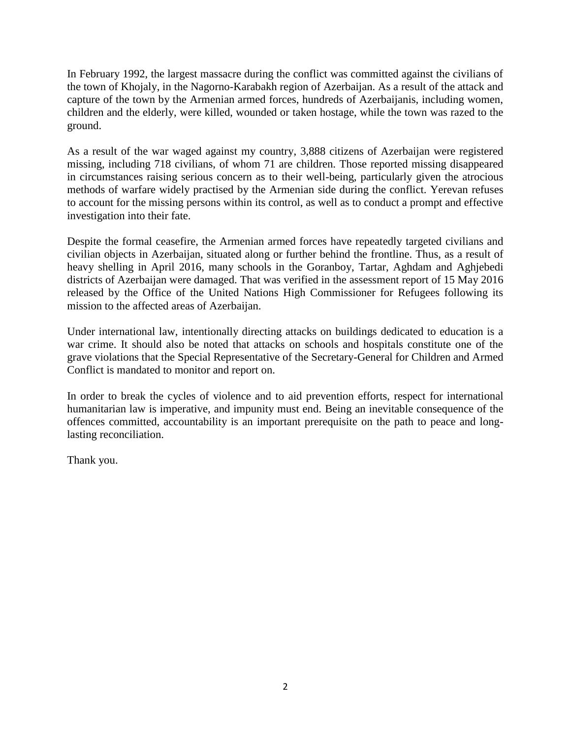In February 1992, the largest massacre during the conflict was committed against the civilians of the town of Khojaly, in the Nagorno-Karabakh region of Azerbaijan. As a result of the attack and capture of the town by the Armenian armed forces, hundreds of Azerbaijanis, including women, children and the elderly, were killed, wounded or taken hostage, while the town was razed to the ground.

As a result of the war waged against my country, 3,888 citizens of Azerbaijan were registered missing, including 718 civilians, of whom 71 are children. Those reported missing disappeared in circumstances raising serious concern as to their well-being, particularly given the atrocious methods of warfare widely practised by the Armenian side during the conflict. Yerevan refuses to account for the missing persons within its control, as well as to conduct a prompt and effective investigation into their fate.

Despite the formal ceasefire, the Armenian armed forces have repeatedly targeted civilians and civilian objects in Azerbaijan, situated along or further behind the frontline. Thus, as a result of heavy shelling in April 2016, many schools in the Goranboy, Tartar, Aghdam and Aghjebedi districts of Azerbaijan were damaged. That was verified in the assessment report of 15 May 2016 released by the Office of the United Nations High Commissioner for Refugees following its mission to the affected areas of Azerbaijan.

Under international law, intentionally directing attacks on buildings dedicated to education is a war crime. It should also be noted that attacks on schools and hospitals constitute one of the grave violations that the Special Representative of the Secretary-General for Children and Armed Conflict is mandated to monitor and report on.

In order to break the cycles of violence and to aid prevention efforts, respect for international humanitarian law is imperative, and impunity must end. Being an inevitable consequence of the offences committed, accountability is an important prerequisite on the path to peace and long-lasting reconciliation.

Thank you.